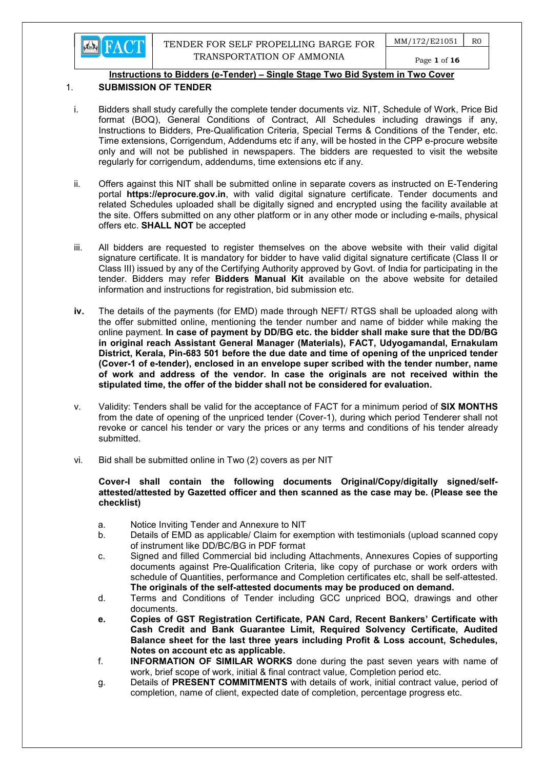## Instructions to Bidders (e-Tender) – Single Stage Two Bid System in Two Cover

### 1. SUBMISSION OF TENDER

i. Bidders shall study carefully the complete tender documents viz. NIT, Schedule of Work, Price Bid format (BOQ), General Conditions of Contract, All Schedules including drawings if any, Instructions to Bidders, Pre-Qualification Criteria, Special Terms & Conditions of the Tender, etc. Time extensions, Corrigendum, Addendums etc if any, will be hosted in the CPP e-procure website only and will not be published in newspapers. The bidders are requested to visit the website regularly for corrigendum, addendums, time extensions etc if any.

ii. Offers against this NIT shall be submitted online in separate covers as instructed on E-Tendering portal **https://eprocure.gov.in**, with valid digital signature certificate. Tender documents and related Schedules uploaded shall be digitally signed and encrypted using the facility available at the site. Offers submitted on any other platform or in any other mode or including e-mails, physical offers etc. **SHALL NOT** be accepted

iii. All bidders are requested to register themselves on the above website with their valid digital signature certificate. It is mandatory for bidder to have valid digital signature certificate (Class II or Class III) issued by any of the Certifying Authority approved by Govt. of India for participating in the tender. Bidders may refer **Bidders Manual Kit** available on the above website for detailed information and instructions for registration, bid submission etc.

**iv.** The details of the payments (for EMD) made through NEFT/ RTGS shall be uploaded along with the offer submitted online, mentioning the tender number and name of bidder while making the online payment. **In case of payment by DD/BG etc. the bidder shall make sure that the DD/BG in original reach Assistant General Manager (Materials), FACT, Udyogamandal, Ernakulam District, Kerala, Pin-683 501 before the due date and time of opening of the unpriced tender (Cover-1 of e-tender), enclosed in an envelope super scribed with the tender number, name of work and address of the vendor. In case the originals are not received within the stipulated time, the offer of the bidder shall not be considered for evaluation.**

v. Validity: Tenders shall be valid for the acceptance of FACT for a minimum period of **SIX MONTHS** from the date of opening of the unpriced tender (Cover-1), during which period Tenderer shall not revoke or cancel his tender or vary the prices or any terms and conditions of his tender already submitted.

vi. Bid shall be submitted online in Two (2) covers as per NIT

**Cover-I shall contain the following documents Original/Copy/digitally signed/self-attested/attested by Gazetted officer and then scanned as the case may be. (Please see the checklist)**

a. Notice Inviting Tender and Annexure to NIT
b. Details of EMD as applicable/ Claim for exemption with testimonials (upload scanned copy of instrument like DD/BC/BG in PDF format
c. Signed and filled Commercial bid including Attachments, Annexures Copies of supporting documents against Pre-Qualification Criteria, like copy of purchase or work orders with schedule of Quantities, performance and Completion certificates etc, shall be self-attested. **The originals of the self-attested documents may be produced on demand.**
d. Terms and Conditions of Tender including GCC unpriced BOQ, drawings and other documents.
**e. Copies of GST Registration Certificate, PAN Card, Recent Bankers' Certificate with Cash Credit and Bank Guarantee Limit, Required Solvency Certificate, Audited Balance sheet for the last three years including Profit & Loss account, Schedules, Notes on account etc as applicable.**
f. **INFORMATION OF SIMILAR WORKS** done during the past seven years with name of work, brief scope of work, initial & final contract value, Completion period etc.
g. Details of **PRESENT COMMITMENTS** with details of work, initial contract value, period of completion, name of client, expected date of completion, percentage progress etc.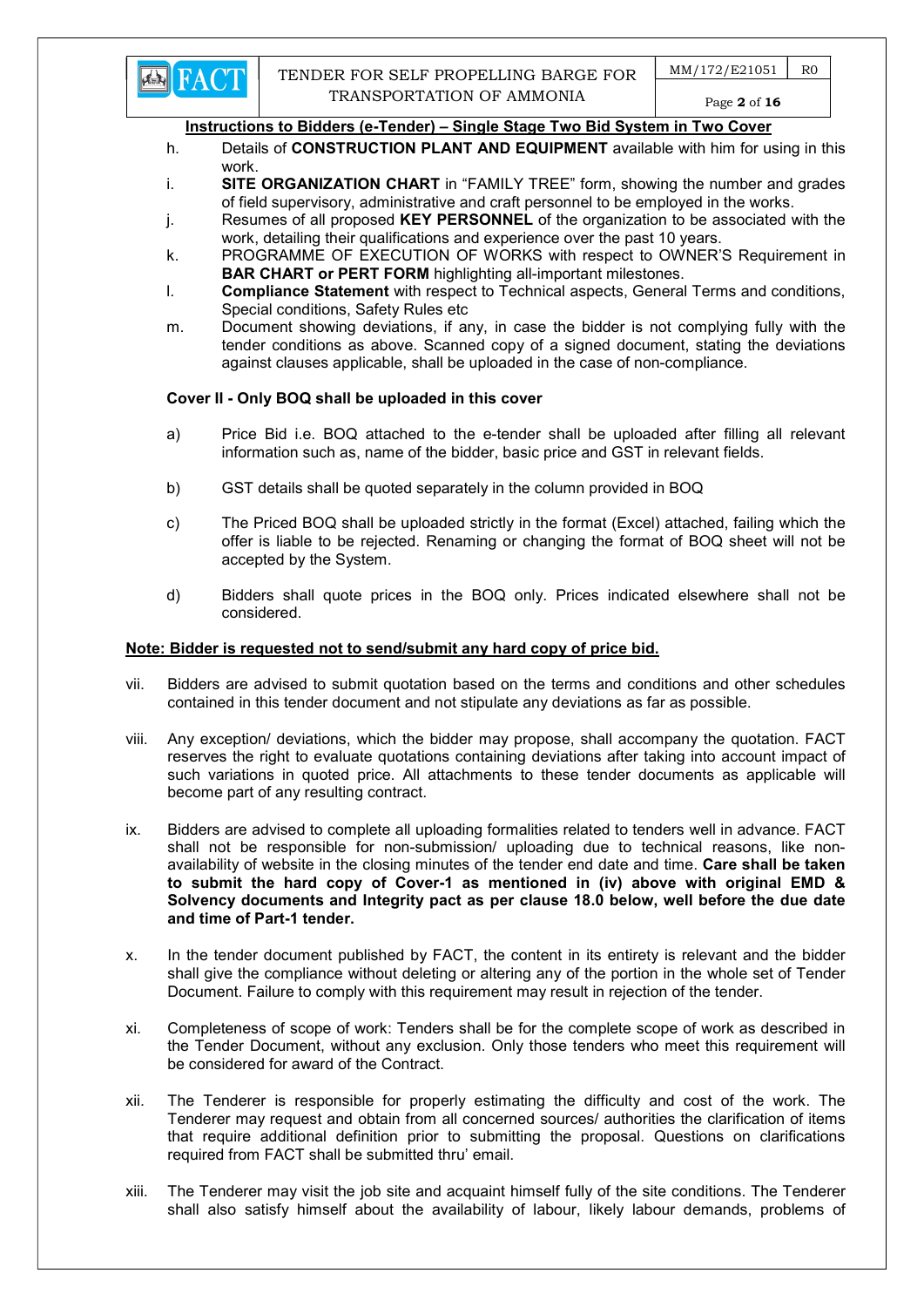**Instructions to Bidders (e-Tender) – Single Stage Two Bid System in Two Cover**

h. Details of **CONSTRUCTION PLANT AND EQUIPMENT** available with him for using in this work.

i. **SITE ORGANIZATION CHART** in "FAMILY TREE" form, showing the number and grades of field supervisory, administrative and craft personnel to be employed in the works.

j. Resumes of all proposed **KEY PERSONNEL** of the organization to be associated with the work, detailing their qualifications and experience over the past 10 years.

k. PROGRAMME OF EXECUTION OF WORKS with respect to OWNER'S Requirement in **BAR CHART or PERT FORM** highlighting all-important milestones.

l. **Compliance Statement** with respect to Technical aspects, General Terms and conditions, Special conditions, Safety Rules etc

m. Document showing deviations, if any, in case the bidder is not complying fully with the tender conditions as above. Scanned copy of a signed document, stating the deviations against clauses applicable, shall be uploaded in the case of non-compliance.

**Cover II - Only BOQ shall be uploaded in this cover**

a) Price Bid i.e. BOQ attached to the e-tender shall be uploaded after filling all relevant information such as, name of the bidder, basic price and GST in relevant fields.

b) GST details shall be quoted separately in the column provided in BOQ

c) The Priced BOQ shall be uploaded strictly in the format (Excel) attached, failing which the offer is liable to be rejected. Renaming or changing the format of BOQ sheet will not be accepted by the System.

d) Bidders shall quote prices in the BOQ only. Prices indicated elsewhere shall not be considered.

**Note: Bidder is requested not to send/submit any hard copy of price bid.**

vii. Bidders are advised to submit quotation based on the terms and conditions and other schedules contained in this tender document and not stipulate any deviations as far as possible.

viii. Any exception/ deviations, which the bidder may propose, shall accompany the quotation. FACT reserves the right to evaluate quotations containing deviations after taking into account impact of such variations in quoted price. All attachments to these tender documents as applicable will become part of any resulting contract.

ix. Bidders are advised to complete all uploading formalities related to tenders well in advance. FACT shall not be responsible for non-submission/ uploading due to technical reasons, like non-availability of website in the closing minutes of the tender end date and time. **Care shall be taken to submit the hard copy of Cover-1 as mentioned in (iv) above with original EMD & Solvency documents and Integrity pact as per clause 18.0 below, well before the due date and time of Part-1 tender.**

x. In the tender document published by FACT, the content in its entirety is relevant and the bidder shall give the compliance without deleting or altering any of the portion in the whole set of Tender Document. Failure to comply with this requirement may result in rejection of the tender.

xi. Completeness of scope of work: Tenders shall be for the complete scope of work as described in the Tender Document, without any exclusion. Only those tenders who meet this requirement will be considered for award of the Contract.

xii. The Tenderer is responsible for properly estimating the difficulty and cost of the work. The Tenderer may request and obtain from all concerned sources/ authorities the clarification of items that require additional definition prior to submitting the proposal. Questions on clarifications required from FACT shall be submitted thru' email.

xiii. The Tenderer may visit the job site and acquaint himself fully of the site conditions. The Tenderer shall also satisfy himself about the availability of labour, likely labour demands, problems of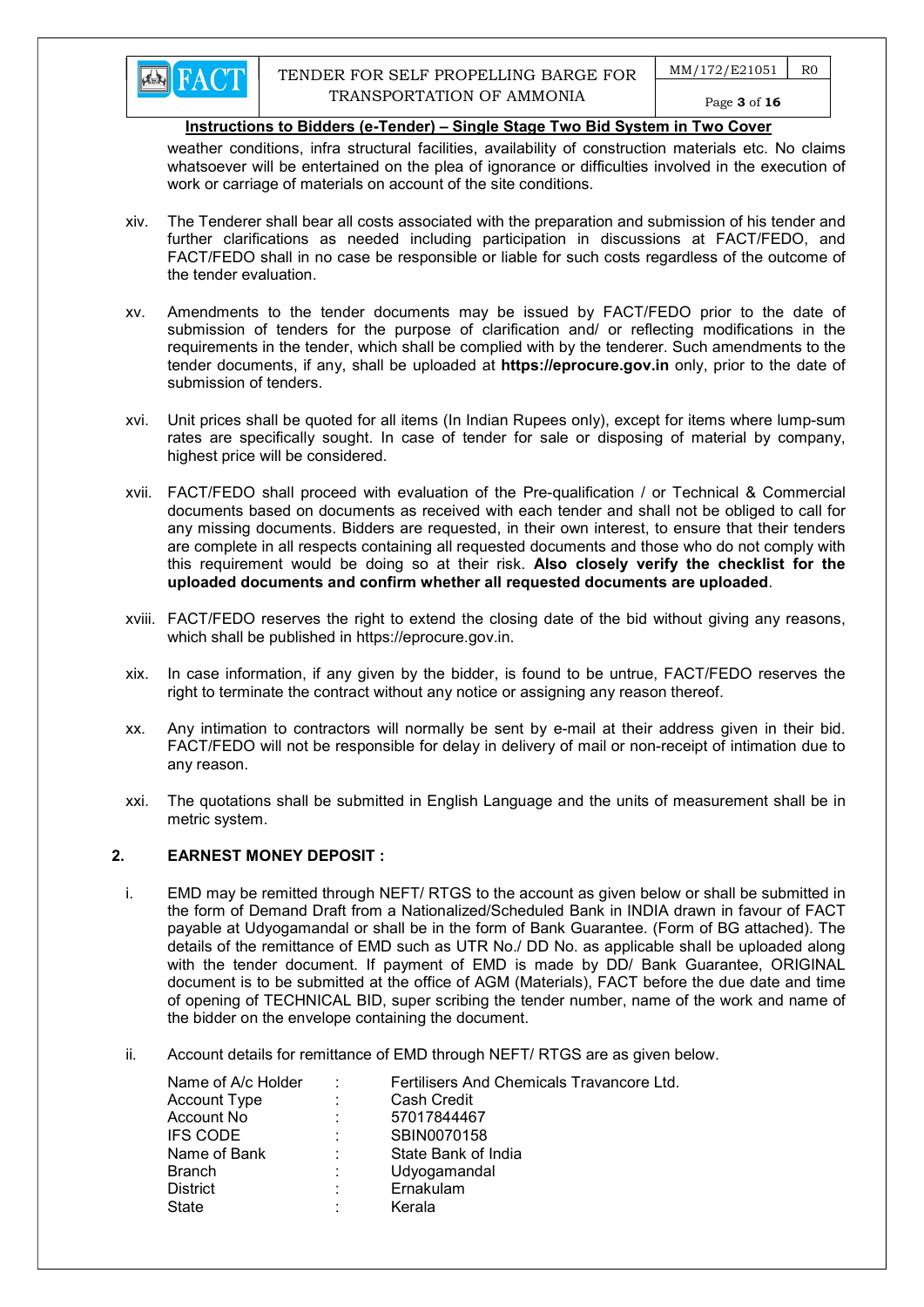**Instructions to Bidders (e-Tender) – Single Stage Two Bid System in Two Cover**

weather conditions, infra structural facilities, availability of construction materials etc. No claims whatsoever will be entertained on the plea of ignorance or difficulties involved in the execution of work or carriage of materials on account of the site conditions.

xiv. The Tenderer shall bear all costs associated with the preparation and submission of his tender and further clarifications as needed including participation in discussions at FACT/FEDO, and FACT/FEDO shall in no case be responsible or liable for such costs regardless of the outcome of the tender evaluation.

xv. Amendments to the tender documents may be issued by FACT/FEDO prior to the date of submission of tenders for the purpose of clarification and/ or reflecting modifications in the requirements in the tender, which shall be complied with by the tenderer. Such amendments to the tender documents, if any, shall be uploaded at **https://eprocure.gov.in** only, prior to the date of submission of tenders.

xvi. Unit prices shall be quoted for all items (In Indian Rupees only), except for items where lump-sum rates are specifically sought. In case of tender for sale or disposing of material by company, highest price will be considered.

xvii. FACT/FEDO shall proceed with evaluation of the Pre-qualification / or Technical & Commercial documents based on documents as received with each tender and shall not be obliged to call for any missing documents. Bidders are requested, in their own interest, to ensure that their tenders are complete in all respects containing all requested documents and those who do not comply with this requirement would be doing so at their risk. **Also closely verify the checklist for the uploaded documents and confirm whether all requested documents are uploaded**.

xviii. FACT/FEDO reserves the right to extend the closing date of the bid without giving any reasons, which shall be published in https://eprocure.gov.in.

xix. In case information, if any given by the bidder, is found to be untrue, FACT/FEDO reserves the right to terminate the contract without any notice or assigning any reason thereof.

xx. Any intimation to contractors will normally be sent by e-mail at their address given in their bid. FACT/FEDO will not be responsible for delay in delivery of mail or non-receipt of intimation due to any reason.

xxi. The quotations shall be submitted in English Language and the units of measurement shall be in metric system.

## 2. EARNEST MONEY DEPOSIT :

i. EMD may be remitted through NEFT/ RTGS to the account as given below or shall be submitted in the form of Demand Draft from a Nationalized/Scheduled Bank in INDIA drawn in favour of FACT payable at Udyogamandal or shall be in the form of Bank Guarantee. (Form of BG attached). The details of the remittance of EMD such as UTR No./ DD No. as applicable shall be uploaded along with the tender document. If payment of EMD is made by DD/ Bank Guarantee, ORIGINAL document is to be submitted at the office of AGM (Materials), FACT before the due date and time of opening of TECHNICAL BID, super scribing the tender number, name of the work and name of the bidder on the envelope containing the document.

ii. Account details for remittance of EMD through NEFT/ RTGS are as given below.

| | | |
|---|---|---|
| Name of A/c Holder | : | Fertilisers And Chemicals Travancore Ltd. |
| Account Type | : | Cash Credit |
| Account No | : | 57017844467 |
| IFS CODE | : | SBIN0070158 |
| Name of Bank | : | State Bank of India |
| Branch | : | Udyogamandal |
| District | : | Ernakulam |
| State | : | Kerala |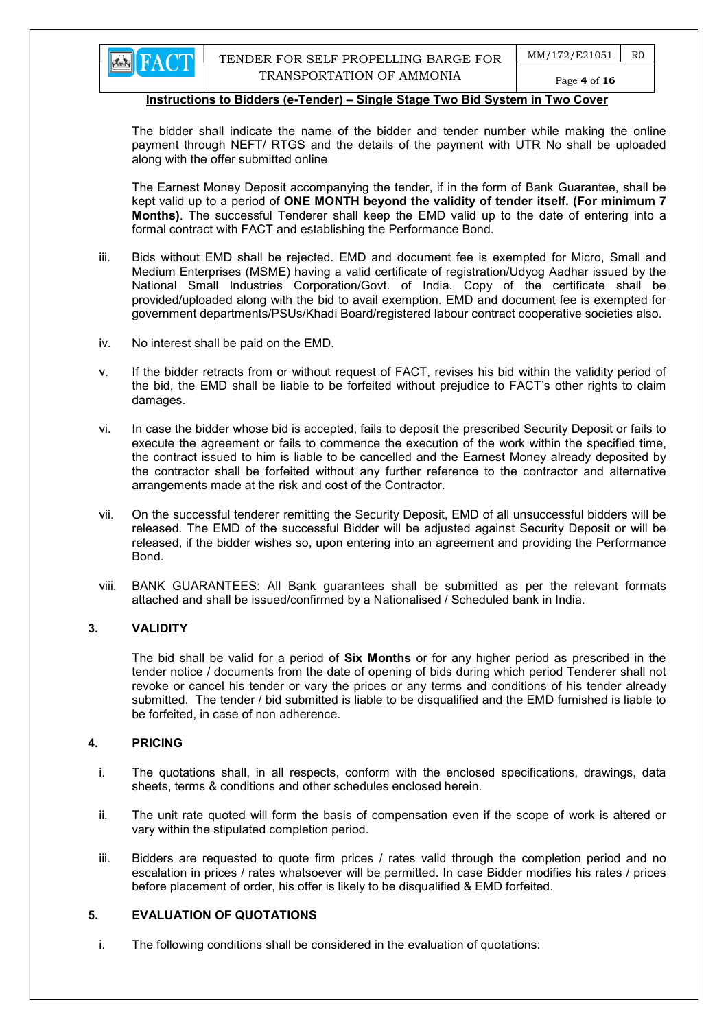The bidder shall indicate the name of the bidder and tender number while making the online payment through NEFT/ RTGS and the details of the payment with UTR No shall be uploaded along with the offer submitted online

The Earnest Money Deposit accompanying the tender, if in the form of Bank Guarantee, shall be kept valid up to a period of **ONE MONTH beyond the validity of tender itself. (For minimum 7 Months)**. The successful Tenderer shall keep the EMD valid up to the date of entering into a formal contract with FACT and establishing the Performance Bond.

iii. Bids without EMD shall be rejected. EMD and document fee is exempted for Micro, Small and Medium Enterprises (MSME) having a valid certificate of registration/Udyog Aadhar issued by the National Small Industries Corporation/Govt. of India. Copy of the certificate shall be provided/uploaded along with the bid to avail exemption. EMD and document fee is exempted for government departments/PSUs/Khadi Board/registered labour contract cooperative societies also.

iv. No interest shall be paid on the EMD.

v. If the bidder retracts from or without request of FACT, revises his bid within the validity period of the bid, the EMD shall be liable to be forfeited without prejudice to FACT's other rights to claim damages.

vi. In case the bidder whose bid is accepted, fails to deposit the prescribed Security Deposit or fails to execute the agreement or fails to commence the execution of the work within the specified time, the contract issued to him is liable to be cancelled and the Earnest Money already deposited by the contractor shall be forfeited without any further reference to the contractor and alternative arrangements made at the risk and cost of the Contractor.

vii. On the successful tenderer remitting the Security Deposit, EMD of all unsuccessful bidders will be released. The EMD of the successful Bidder will be adjusted against Security Deposit or will be released, if the bidder wishes so, upon entering into an agreement and providing the Performance Bond.

viii. BANK GUARANTEES: All Bank guarantees shall be submitted as per the relevant formats attached and shall be issued/confirmed by a Nationalised / Scheduled bank in India.

## 3. VALIDITY

The bid shall be valid for a period of **Six Months** or for any higher period as prescribed in the tender notice / documents from the date of opening of bids during which period Tenderer shall not revoke or cancel his tender or vary the prices or any terms and conditions of his tender already submitted. The tender / bid submitted is liable to be disqualified and the EMD furnished is liable to be forfeited, in case of non adherence.

## 4. PRICING

i. The quotations shall, in all respects, conform with the enclosed specifications, drawings, data sheets, terms & conditions and other schedules enclosed herein.

ii. The unit rate quoted will form the basis of compensation even if the scope of work is altered or vary within the stipulated completion period.

iii. Bidders are requested to quote firm prices / rates valid through the completion period and no escalation in prices / rates whatsoever will be permitted. In case Bidder modifies his rates / prices before placement of order, his offer is likely to be disqualified & EMD forfeited.

## 5. EVALUATION OF QUOTATIONS

i. The following conditions shall be considered in the evaluation of quotations: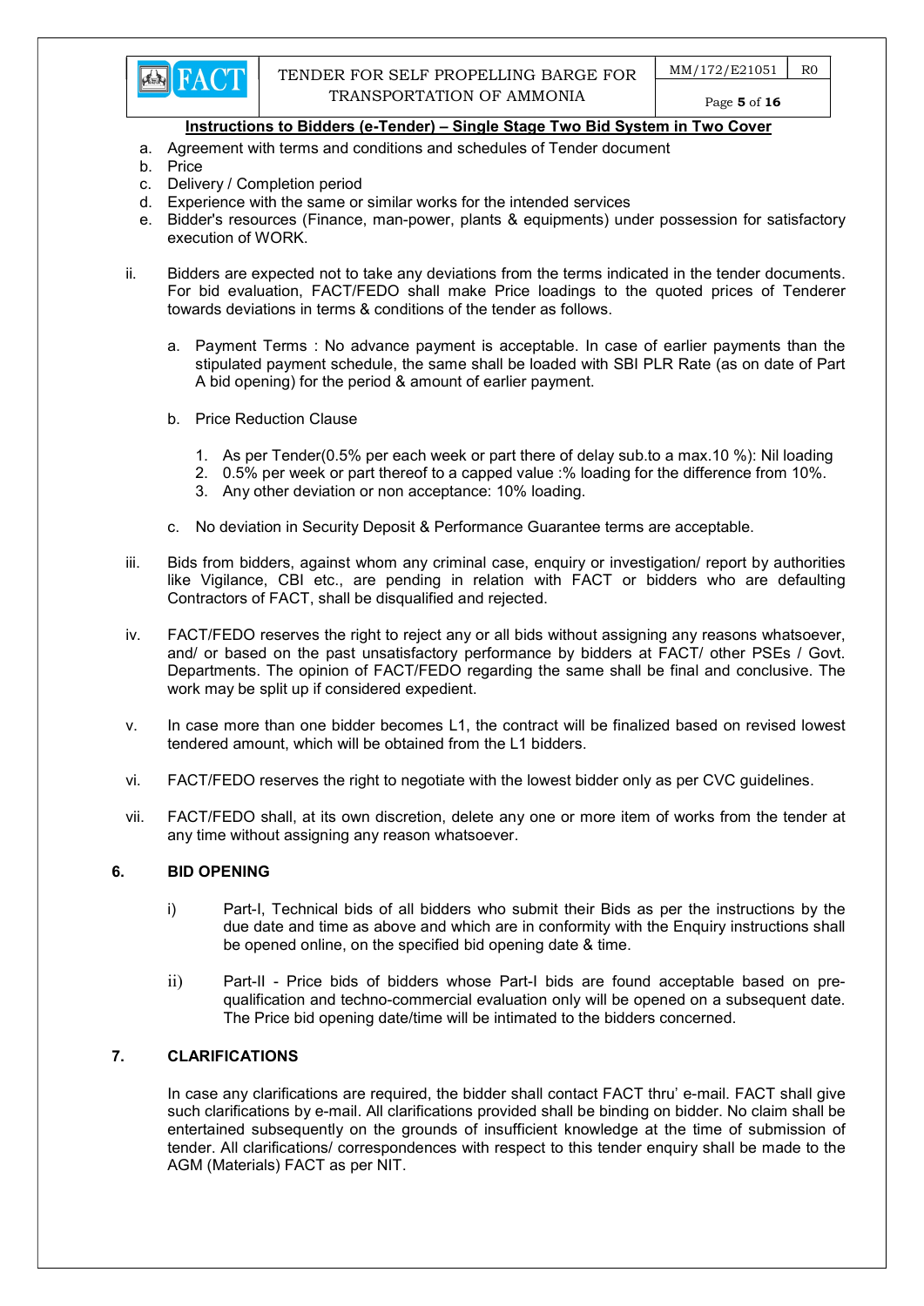**Instructions to Bidders (e-Tender) – Single Stage Two Bid System in Two Cover**

a. Agreement with terms and conditions and schedules of Tender document
b. Price
c. Delivery / Completion period
d. Experience with the same or similar works for the intended services
e. Bidder's resources (Finance, man-power, plants & equipments) under possession for satisfactory execution of WORK.

ii. Bidders are expected not to take any deviations from the terms indicated in the tender documents. For bid evaluation, FACT/FEDO shall make Price loadings to the quoted prices of Tenderer towards deviations in terms & conditions of the tender as follows.

   a. Payment Terms : No advance payment is acceptable. In case of earlier payments than the stipulated payment schedule, the same shall be loaded with SBI PLR Rate (as on date of Part A bid opening) for the period & amount of earlier payment.

   b. Price Reduction Clause

      1. As per Tender(0.5% per each week or part there of delay sub.to a max.10 %): Nil loading
      2. 0.5% per week or part thereof to a capped value :% loading for the difference from 10%.
      3. Any other deviation or non acceptance: 10% loading.

   c. No deviation in Security Deposit & Performance Guarantee terms are acceptable.

iii. Bids from bidders, against whom any criminal case, enquiry or investigation/ report by authorities like Vigilance, CBI etc., are pending in relation with FACT or bidders who are defaulting Contractors of FACT, shall be disqualified and rejected.

iv. FACT/FEDO reserves the right to reject any or all bids without assigning any reasons whatsoever, and/ or based on the past unsatisfactory performance by bidders at FACT/ other PSEs / Govt. Departments. The opinion of FACT/FEDO regarding the same shall be final and conclusive. The work may be split up if considered expedient.

v. In case more than one bidder becomes L1, the contract will be finalized based on revised lowest tendered amount, which will be obtained from the L1 bidders.

vi. FACT/FEDO reserves the right to negotiate with the lowest bidder only as per CVC guidelines.

vii. FACT/FEDO shall, at its own discretion, delete any one or more item of works from the tender at any time without assigning any reason whatsoever.

## 6. BID OPENING

i) Part-I, Technical bids of all bidders who submit their Bids as per the instructions by the due date and time as above and which are in conformity with the Enquiry instructions shall be opened online, on the specified bid opening date & time.

ii) Part-II - Price bids of bidders whose Part-I bids are found acceptable based on pre-qualification and techno-commercial evaluation only will be opened on a subsequent date. The Price bid opening date/time will be intimated to the bidders concerned.

## 7. CLARIFICATIONS

In case any clarifications are required, the bidder shall contact FACT thru' e-mail. FACT shall give such clarifications by e-mail. All clarifications provided shall be binding on bidder. No claim shall be entertained subsequently on the grounds of insufficient knowledge at the time of submission of tender. All clarifications/ correspondences with respect to this tender enquiry shall be made to the AGM (Materials) FACT as per NIT.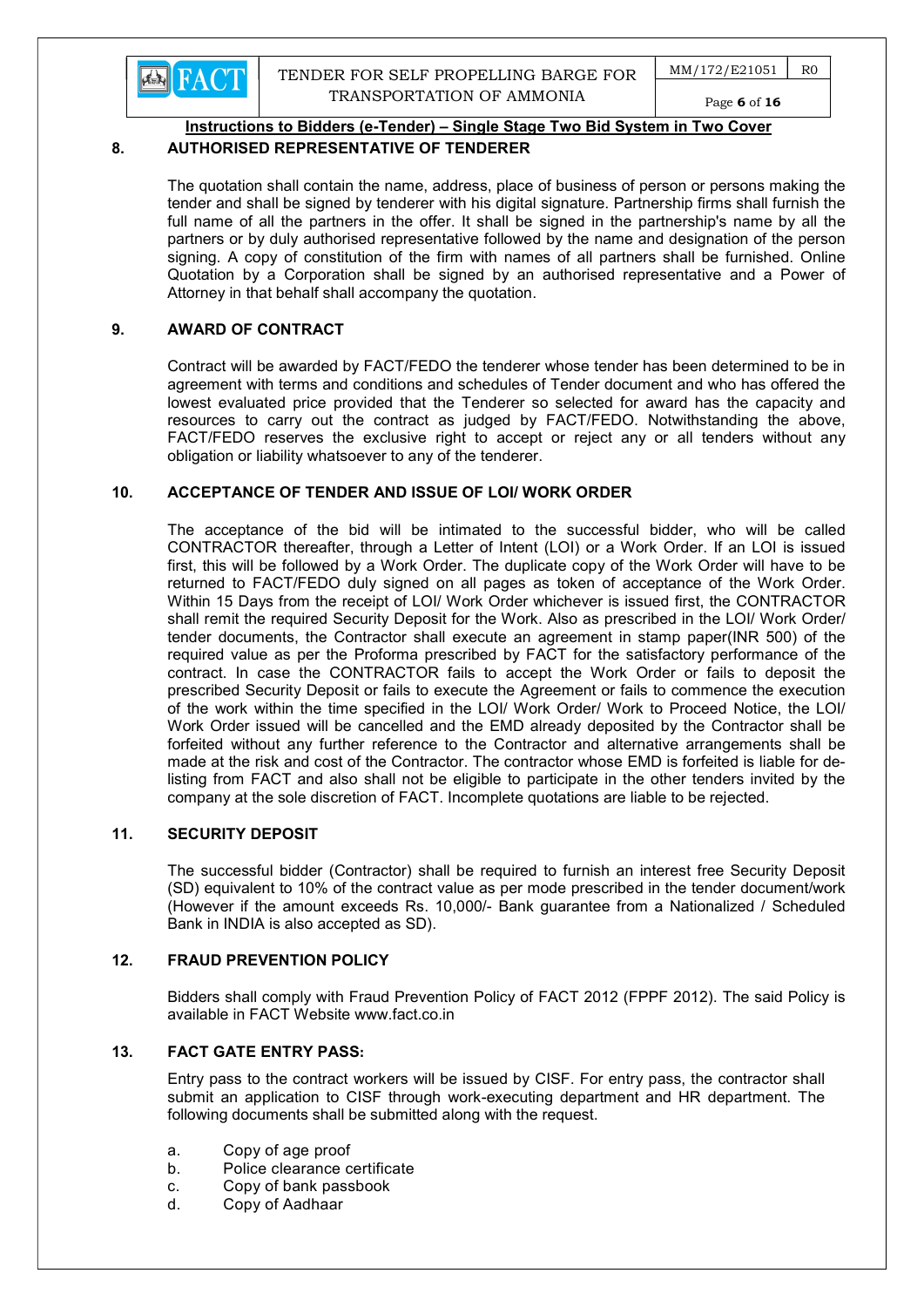**Instructions to Bidders (e-Tender) – Single Stage Two Bid System in Two Cover**

## 8. AUTHORISED REPRESENTATIVE OF TENDERER

The quotation shall contain the name, address, place of business of person or persons making the tender and shall be signed by tenderer with his digital signature. Partnership firms shall furnish the full name of all the partners in the offer. It shall be signed in the partnership's name by all the partners or by duly authorised representative followed by the name and designation of the person signing. A copy of constitution of the firm with names of all partners shall be furnished. Online Quotation by a Corporation shall be signed by an authorised representative and a Power of Attorney in that behalf shall accompany the quotation.

## 9. AWARD OF CONTRACT

Contract will be awarded by FACT/FEDO the tenderer whose tender has been determined to be in agreement with terms and conditions and schedules of Tender document and who has offered the lowest evaluated price provided that the Tenderer so selected for award has the capacity and resources to carry out the contract as judged by FACT/FEDO. Notwithstanding the above, FACT/FEDO reserves the exclusive right to accept or reject any or all tenders without any obligation or liability whatsoever to any of the tenderer.

## 10. ACCEPTANCE OF TENDER AND ISSUE OF LOI/ WORK ORDER

The acceptance of the bid will be intimated to the successful bidder, who will be called CONTRACTOR thereafter, through a Letter of Intent (LOI) or a Work Order. If an LOI is issued first, this will be followed by a Work Order. The duplicate copy of the Work Order will have to be returned to FACT/FEDO duly signed on all pages as token of acceptance of the Work Order. Within 15 Days from the receipt of LOI/ Work Order whichever is issued first, the CONTRACTOR shall remit the required Security Deposit for the Work. Also as prescribed in the LOI/ Work Order/ tender documents, the Contractor shall execute an agreement in stamp paper(INR 500) of the required value as per the Proforma prescribed by FACT for the satisfactory performance of the contract. In case the CONTRACTOR fails to accept the Work Order or fails to deposit the prescribed Security Deposit or fails to execute the Agreement or fails to commence the execution of the work within the time specified in the LOI/ Work Order/ Work to Proceed Notice, the LOI/ Work Order issued will be cancelled and the EMD already deposited by the Contractor shall be forfeited without any further reference to the Contractor and alternative arrangements shall be made at the risk and cost of the Contractor. The contractor whose EMD is forfeited is liable for de-listing from FACT and also shall not be eligible to participate in the other tenders invited by the company at the sole discretion of FACT. Incomplete quotations are liable to be rejected.

## 11. SECURITY DEPOSIT

The successful bidder (Contractor) shall be required to furnish an interest free Security Deposit (SD) equivalent to 10% of the contract value as per mode prescribed in the tender document/work (However if the amount exceeds Rs. 10,000/- Bank guarantee from a Nationalized / Scheduled Bank in INDIA is also accepted as SD).

## 12. FRAUD PREVENTION POLICY

Bidders shall comply with Fraud Prevention Policy of FACT 2012 (FPPF 2012). The said Policy is available in FACT Website www.fact.co.in

## 13. FACT GATE ENTRY PASS:

Entry pass to the contract workers will be issued by CISF. For entry pass, the contractor shall submit an application to CISF through work-executing department and HR department. The following documents shall be submitted along with the request.

a. Copy of age proof
b. Police clearance certificate
c. Copy of bank passbook
d. Copy of Aadhaar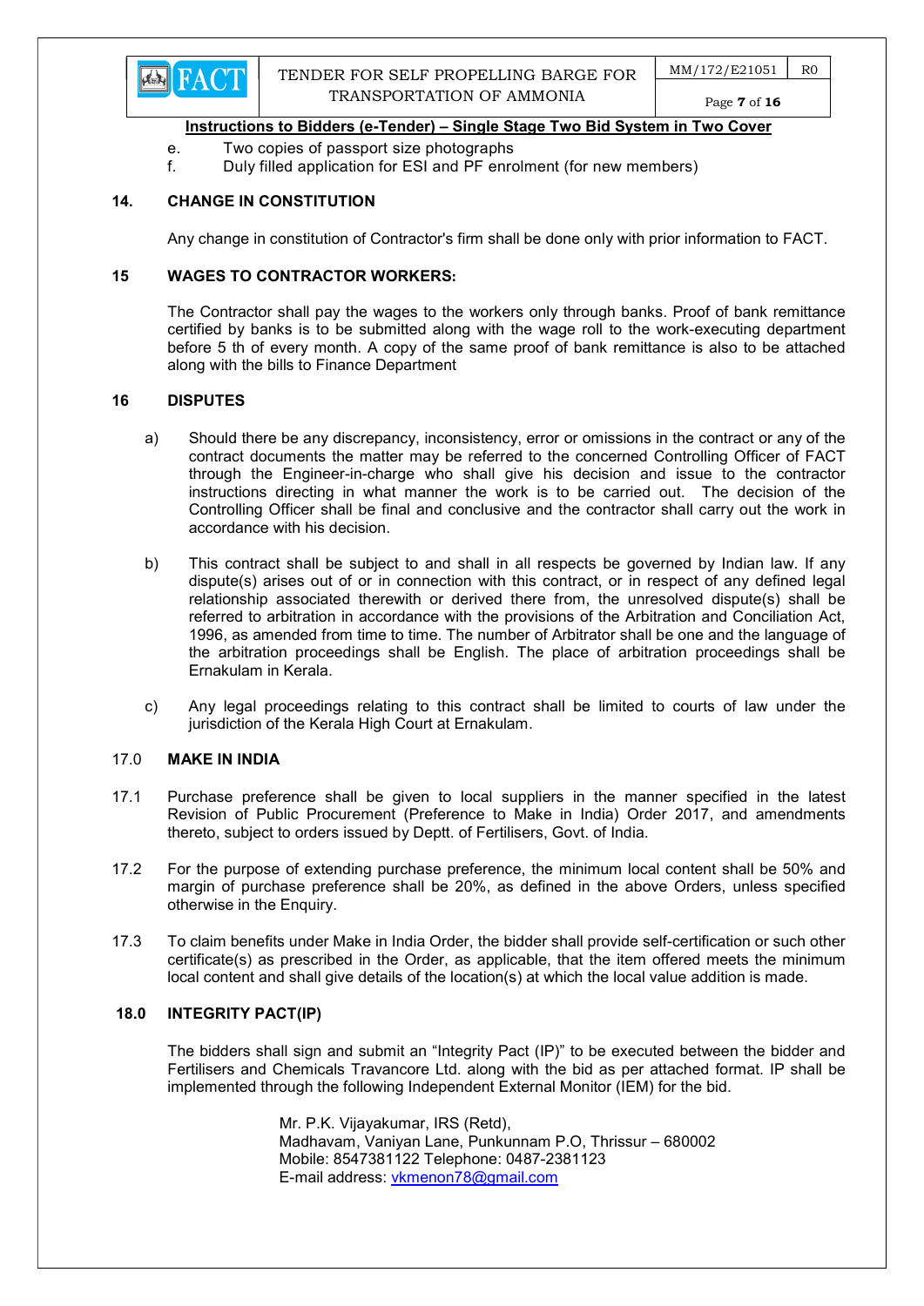e. Two copies of passport size photographs
f. Duly filled application for ESI and PF enrolment (for new members)

## 14. CHANGE IN CONSTITUTION

Any change in constitution of Contractor's firm shall be done only with prior information to FACT.

## 15 WAGES TO CONTRACTOR WORKERS:

The Contractor shall pay the wages to the workers only through banks. Proof of bank remittance certified by banks is to be submitted along with the wage roll to the work-executing department before 5 th of every month. A copy of the same proof of bank remittance is also to be attached along with the bills to Finance Department

## 16 DISPUTES

a) Should there be any discrepancy, inconsistency, error or omissions in the contract or any of the contract documents the matter may be referred to the concerned Controlling Officer of FACT through the Engineer-in-charge who shall give his decision and issue to the contractor instructions directing in what manner the work is to be carried out. The decision of the Controlling Officer shall be final and conclusive and the contractor shall carry out the work in accordance with his decision.

b) This contract shall be subject to and shall in all respects be governed by Indian law. If any dispute(s) arises out of or in connection with this contract, or in respect of any defined legal relationship associated therewith or derived there from, the unresolved dispute(s) shall be referred to arbitration in accordance with the provisions of the Arbitration and Conciliation Act, 1996, as amended from time to time. The number of Arbitrator shall be one and the language of the arbitration proceedings shall be English. The place of arbitration proceedings shall be Ernakulam in Kerala.

c) Any legal proceedings relating to this contract shall be limited to courts of law under the jurisdiction of the Kerala High Court at Ernakulam.

## 17.0 MAKE IN INDIA

17.1 Purchase preference shall be given to local suppliers in the manner specified in the latest Revision of Public Procurement (Preference to Make in India) Order 2017, and amendments thereto, subject to orders issued by Deptt. of Fertilisers, Govt. of India.

17.2 For the purpose of extending purchase preference, the minimum local content shall be 50% and margin of purchase preference shall be 20%, as defined in the above Orders, unless specified otherwise in the Enquiry.

17.3 To claim benefits under Make in India Order, the bidder shall provide self-certification or such other certificate(s) as prescribed in the Order, as applicable, that the item offered meets the minimum local content and shall give details of the location(s) at which the local value addition is made.

## 18.0 INTEGRITY PACT(IP)

The bidders shall sign and submit an "Integrity Pact (IP)" to be executed between the bidder and Fertilisers and Chemicals Travancore Ltd. along with the bid as per attached format. IP shall be implemented through the following Independent External Monitor (IEM) for the bid.

Mr. P.K. Vijayakumar, IRS (Retd),
Madhavam, Vaniyan Lane, Punkunnam P.O, Thrissur – 680002
Mobile: 8547381122 Telephone: 0487-2381123
E-mail address: vkmenon78@gmail.com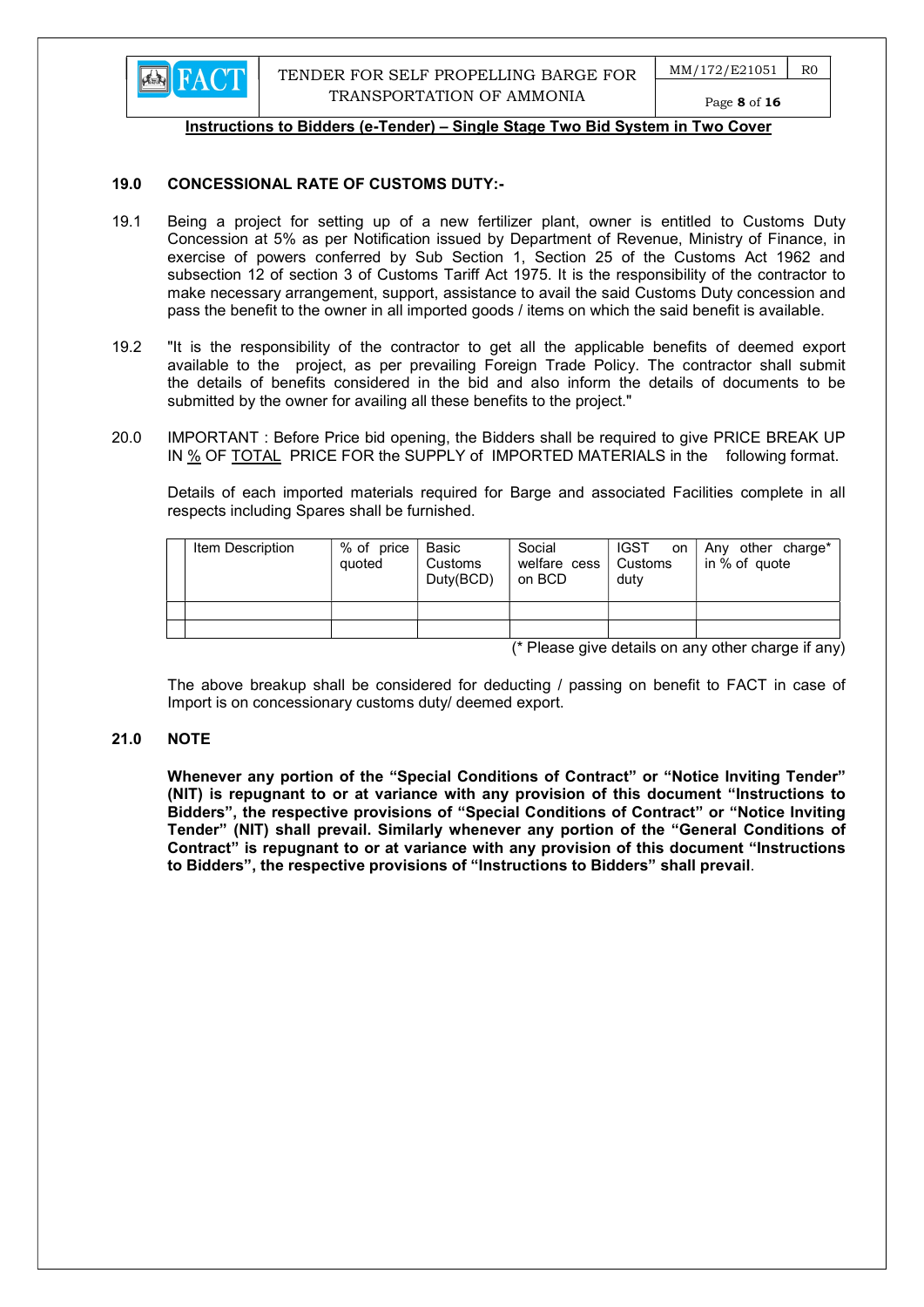**Instructions to Bidders (e-Tender) – Single Stage Two Bid System in Two Cover**

## 19.0 CONCESSIONAL RATE OF CUSTOMS DUTY:-

19.1 Being a project for setting up of a new fertilizer plant, owner is entitled to Customs Duty Concession at 5% as per Notification issued by Department of Revenue, Ministry of Finance, in exercise of powers conferred by Sub Section 1, Section 25 of the Customs Act 1962 and subsection 12 of section 3 of Customs Tariff Act 1975. It is the responsibility of the contractor to make necessary arrangement, support, assistance to avail the said Customs Duty concession and pass the benefit to the owner in all imported goods / items on which the said benefit is available.

19.2 "It is the responsibility of the contractor to get all the applicable benefits of deemed export available to the project, as per prevailing Foreign Trade Policy. The contractor shall submit the details of benefits considered in the bid and also inform the details of documents to be submitted by the owner for availing all these benefits to the project."

20.0 IMPORTANT : Before Price bid opening, the Bidders shall be required to give PRICE BREAK UP IN % OF TOTAL PRICE FOR the SUPPLY of IMPORTED MATERIALS in the following format.

Details of each imported materials required for Barge and associated Facilities complete in all respects including Spares shall be furnished.

| | Item Description | % of price quoted | Basic Customs Duty(BCD) | Social welfare cess on BCD | IGST on Customs duty | Any other charge* in % of quote |
|---|---|---|---|---|---|---|
| | | | | | | |
| | | | | | | |

(* Please give details on any other charge if any)

The above breakup shall be considered for deducting / passing on benefit to FACT in case of Import is on concessionary customs duty/ deemed export.

## 21.0 NOTE

**Whenever any portion of the "Special Conditions of Contract" or "Notice Inviting Tender" (NIT) is repugnant to or at variance with any provision of this document "Instructions to Bidders", the respective provisions of "Special Conditions of Contract" or "Notice Inviting Tender" (NIT) shall prevail. Similarly whenever any portion of the "General Conditions of Contract" is repugnant to or at variance with any provision of this document "Instructions to Bidders", the respective provisions of "Instructions to Bidders" shall prevail**.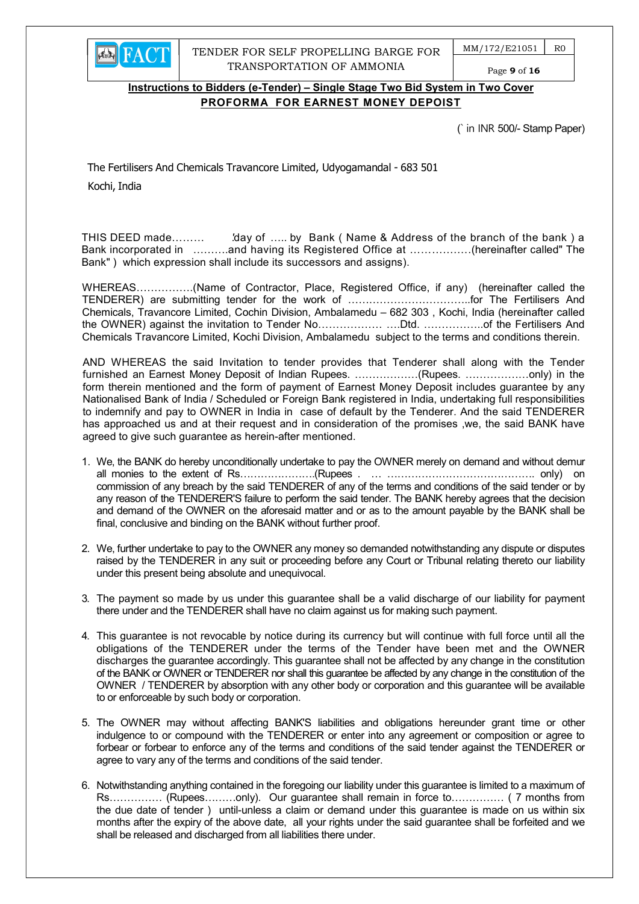**Instructions to Bidders (e-Tender) – Single Stage Two Bid System in Two Cover**

**PROFORMA FOR EARNEST MONEY DEPOIST**

(` in INR 500/- Stamp Paper)

The Fertilisers And Chemicals Travancore Limited, Udyogamandal - 683 501

Kochi, India

THIS DEED made……… 'day of ….. by Bank ( Name & Address of the branch of the bank ) a Bank incorporated in ……….and having its Registered Office at ……………..(hereinafter called" The Bank" ) which expression shall include its successors and assigns).

WHEREAS…………….(Name of Contractor, Place, Registered Office, if any) (hereinafter called the TENDERER) are submitting tender for the work of ……………………………..for The Fertilisers And Chemicals, Travancore Limited, Cochin Division, Ambalamedu – 682 303 , Kochi, India (hereinafter called the OWNER) against the invitation to Tender No……………… ….Dtd. ……………..of the Fertilisers And Chemicals Travancore Limited, Kochi Division, Ambalamedu subject to the terms and conditions therein.

AND WHEREAS the said Invitation to tender provides that Tenderer shall along with the Tender furnished an Earnest Money Deposit of Indian Rupees. ………………(Rupees. ………………only) in the form therein mentioned and the form of payment of Earnest Money Deposit includes guarantee by any Nationalised Bank of India / Scheduled or Foreign Bank registered in India, undertaking full responsibilities to indemnify and pay to OWNER in India in case of default by the Tenderer. And the said TENDERER has approached us and at their request and in consideration of the promises ,we, the said BANK have agreed to give such guarantee as herein-after mentioned.

1. We, the BANK do hereby unconditionally undertake to pay the OWNER merely on demand and without demur all monies to the extent of Rs…………………(Rupees . … ……………………………………. only) on commission of any breach by the said TENDERER of any of the terms and conditions of the said tender or by any reason of the TENDERER'S failure to perform the said tender. The BANK hereby agrees that the decision and demand of the OWNER on the aforesaid matter and or as to the amount payable by the BANK shall be final, conclusive and binding on the BANK without further proof.

2. We, further undertake to pay to the OWNER any money so demanded notwithstanding any dispute or disputes raised by the TENDERER in any suit or proceeding before any Court or Tribunal relating thereto our liability under this present being absolute and unequivocal.

3. The payment so made by us under this guarantee shall be a valid discharge of our liability for payment there under and the TENDERER shall have no claim against us for making such payment.

4. This guarantee is not revocable by notice during its currency but will continue with full force until all the obligations of the TENDERER under the terms of the Tender have been met and the OWNER discharges the guarantee accordingly. This guarantee shall not be affected by any change in the constitution of the BANK or OWNER or TENDERER nor shall this guarantee be affected by any change in the constitution of the OWNER / TENDERER by absorption with any other body or corporation and this guarantee will be available to or enforceable by such body or corporation.

5. The OWNER may without affecting BANK'S liabilities and obligations hereunder grant time or other indulgence to or compound with the TENDERER or enter into any agreement or composition or agree to forbear or forbear to enforce any of the terms and conditions of the said tender against the TENDERER or agree to vary any of the terms and conditions of the said tender.

6. Notwithstanding anything contained in the foregoing our liability under this guarantee is limited to a maximum of Rs…………… (Rupees………only). Our guarantee shall remain in force to………….. ( 7 months from the due date of tender ) until-unless a claim or demand under this guarantee is made on us within six months after the expiry of the above date, all your rights under the said guarantee shall be forfeited and we shall be released and discharged from all liabilities there under.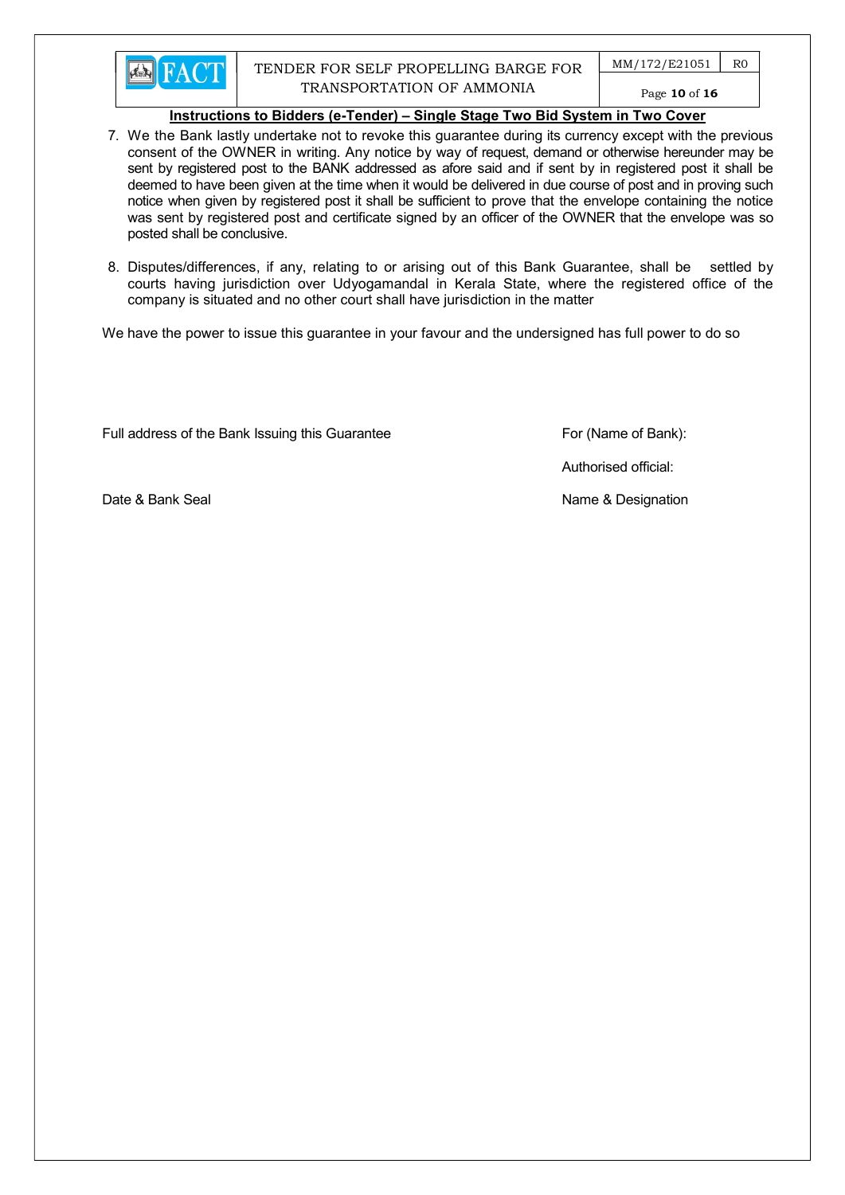**Instructions to Bidders (e-Tender) – Single Stage Two Bid System in Two Cover**

7. We the Bank lastly undertake not to revoke this guarantee during its currency except with the previous consent of the OWNER in writing. Any notice by way of request, demand or otherwise hereunder may be sent by registered post to the BANK addressed as afore said and if sent by in registered post it shall be deemed to have been given at the time when it would be delivered in due course of post and in proving such notice when given by registered post it shall be sufficient to prove that the envelope containing the notice was sent by registered post and certificate signed by an officer of the OWNER that the envelope was so posted shall be conclusive.

8. Disputes/differences, if any, relating to or arising out of this Bank Guarantee, shall be settled by courts having jurisdiction over Udyogamandal in Kerala State, where the registered office of the company is situated and no other court shall have jurisdiction in the matter

We have the power to issue this guarantee in your favour and the undersigned has full power to do so

Full address of the Bank Issuing this Guarantee

For (Name of Bank):

Authorised official:

Date & Bank Seal

Name & Designation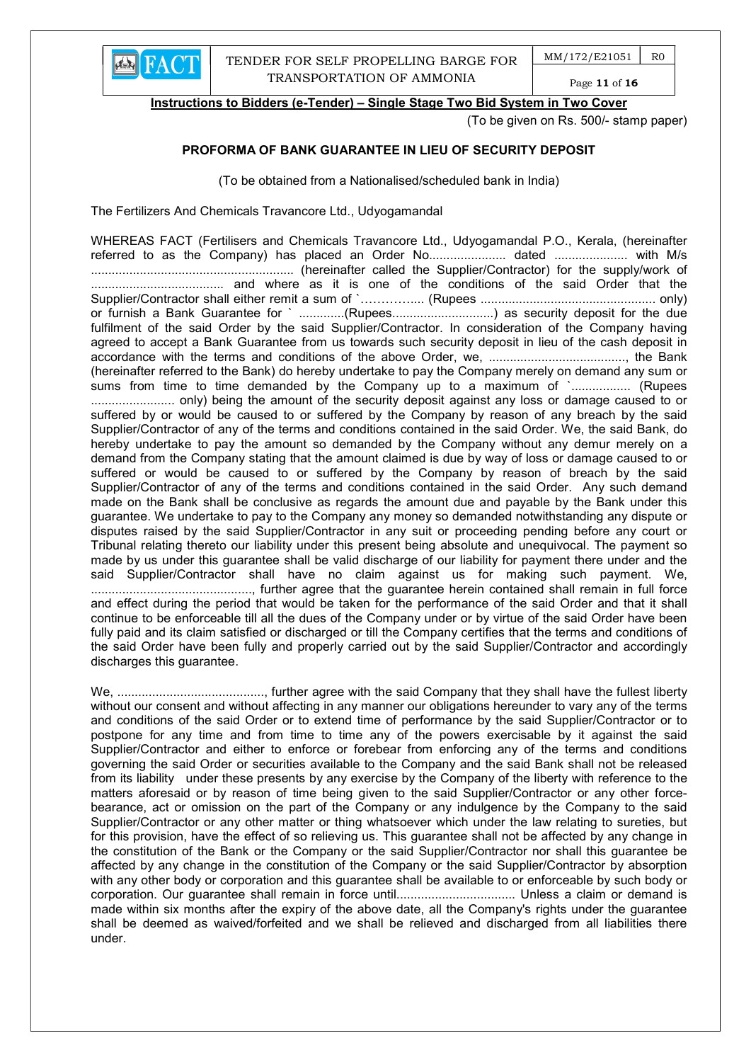**Instructions to Bidders (e-Tender) – Single Stage Two Bid System in Two Cover**

(To be given on Rs. 500/- stamp paper)

**PROFORMA OF BANK GUARANTEE IN LIEU OF SECURITY DEPOSIT**

(To be obtained from a Nationalised/scheduled bank in India)

The Fertilizers And Chemicals Travancore Ltd., Udyogamandal

WHEREAS FACT (Fertilisers and Chemicals Travancore Ltd., Udyogamandal P.O., Kerala, (hereinafter referred to as the Company) has placed an Order No...................... dated ..................... with M/s .......................................................... (hereinafter called the Supplier/Contractor) for the supply/work of ...................................... and where as it is one of the conditions of the said Order that the Supplier/Contractor shall either remit a sum of `……….….. (Rupees .................................................. only) or furnish a Bank Guarantee for ` .............(Rupees.............................) as security deposit for the due fulfilment of the said Order by the said Supplier/Contractor. In consideration of the Company having agreed to accept a Bank Guarantee from us towards such security deposit in lieu of the cash deposit in accordance with the terms and conditions of the above Order, we, ......................................., the Bank (hereinafter referred to the Bank) do hereby undertake to pay the Company merely on demand any sum or sums from time to time demanded by the Company up to a maximum of `................. (Rupees ........................ only) being the amount of the security deposit against any loss or damage caused to or suffered by or would be caused to or suffered by the Company by reason of any breach by the said Supplier/Contractor of any of the terms and conditions contained in the said Order. We, the said Bank, do hereby undertake to pay the amount so demanded by the Company without any demur merely on a demand from the Company stating that the amount claimed is due by way of loss or damage caused to or suffered or would be caused to or suffered by the Company by reason of breach by the said Supplier/Contractor of any of the terms and conditions contained in the said Order. Any such demand made on the Bank shall be conclusive as regards the amount due and payable by the Bank under this guarantee. We undertake to pay to the Company any money so demanded notwithstanding any dispute or disputes raised by the said Supplier/Contractor in any suit or proceeding pending before any court or Tribunal relating thereto our liability under this present being absolute and unequivocal. The payment so made by us under this guarantee shall be valid discharge of our liability for payment there under and the said Supplier/Contractor shall have no claim against us for making such payment. We, .............................................., further agree that the guarantee herein contained shall remain in full force and effect during the period that would be taken for the performance of the said Order and that it shall continue to be enforceable till all the dues of the Company under or by virtue of the said Order have been fully paid and its claim satisfied or discharged or till the Company certifies that the terms and conditions of the said Order have been fully and properly carried out by the said Supplier/Contractor and accordingly discharges this guarantee.

We, ..........................................., further agree with the said Company that they shall have the fullest liberty without our consent and without affecting in any manner our obligations hereunder to vary any of the terms and conditions of the said Order or to extend time of performance by the said Supplier/Contractor or to postpone for any time and from time to time any of the powers exercisable by it against the said Supplier/Contractor and either to enforce or forebear from enforcing any of the terms and conditions governing the said Order or securities available to the Company and the said Bank shall not be released from its liability under these presents by any exercise by the Company of the liberty with reference to the matters aforesaid or by reason of time being given to the said Supplier/Contractor or any other force-bearance, act or omission on the part of the Company or any indulgence by the Company to the said Supplier/Contractor or any other matter or thing whatsoever which under the law relating to sureties, but for this provision, have the effect of so relieving us. This guarantee shall not be affected by any change in the constitution of the Bank or the Company or the said Supplier/Contractor nor shall this guarantee be affected by any change in the constitution of the Company or the said Supplier/Contractor by absorption with any other body or corporation and this guarantee shall be available to or enforceable by such body or corporation. Our guarantee shall remain in force until................................. Unless a claim or demand is made within six months after the expiry of the above date, all the Company's rights under the guarantee shall be deemed as waived/forfeited and we shall be relieved and discharged from all liabilities there under.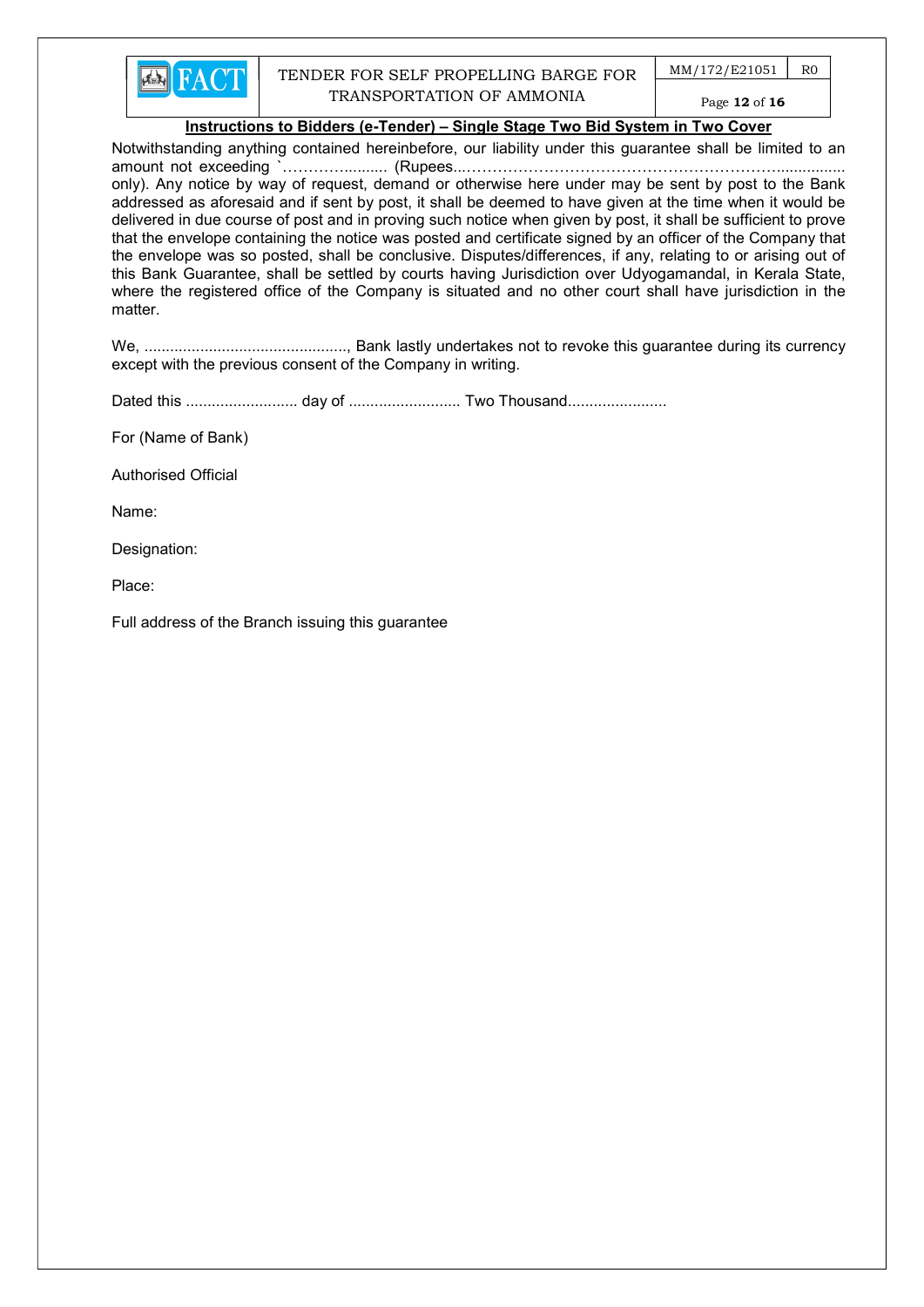## Instructions to Bidders (e-Tender) – Single Stage Two Bid System in Two Cover

Notwithstanding anything contained hereinbefore, our liability under this guarantee shall be limited to an amount not exceeding `………......... (Rupees...……………………………………………………............... only). Any notice by way of request, demand or otherwise here under may be sent by post to the Bank addressed as aforesaid and if sent by post, it shall be deemed to have given at the time when it would be delivered in due course of post and in proving such notice when given by post, it shall be sufficient to prove that the envelope containing the notice was posted and certificate signed by an officer of the Company that the envelope was so posted, shall be conclusive. Disputes/differences, if any, relating to or arising out of this Bank Guarantee, shall be settled by courts having Jurisdiction over Udyogamandal, in Kerala State, where the registered office of the Company is situated and no other court shall have jurisdiction in the matter.

We, ..............................................., Bank lastly undertakes not to revoke this guarantee during its currency except with the previous consent of the Company in writing.

Dated this .......................... day of .......................... Two Thousand.......................

For (Name of Bank)

Authorised Official

Name:

Designation:

Place:

Full address of the Branch issuing this guarantee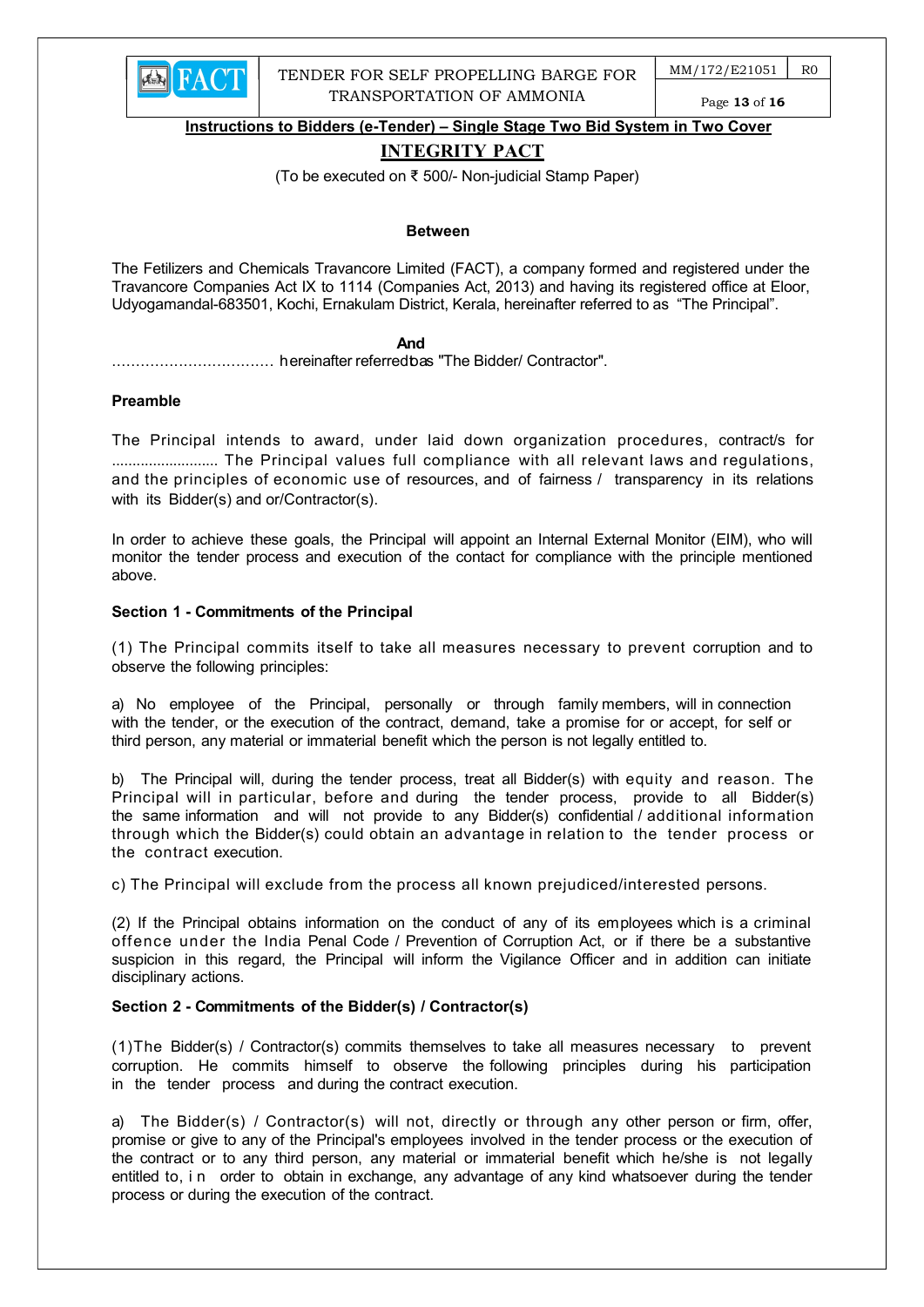**Instructions to Bidders (e-Tender) – Single Stage Two Bid System in Two Cover**

# INTEGRITY PACT

(To be executed on ₹ 500/- Non-judicial Stamp Paper)

**Between**

The Fetilizers and Chemicals Travancore Limited (FACT), a company formed and registered under the Travancore Companies Act IX to 1114 (Companies Act, 2013) and having its registered office at Eloor, Udyogamandal-683501, Kochi, Ernakulam District, Kerala, hereinafter referred to as "The Principal".

**And**

…………………………… hereinafter referredtoas "The Bidder/ Contractor".

**Preamble**

The Principal intends to award, under laid down organization procedures, contract/s for .......................... The Principal values full compliance with all relevant laws and regulations, and the principles of economic use of resources, and of fairness / transparency in its relations with its Bidder(s) and or/Contractor(s).

In order to achieve these goals, the Principal will appoint an Internal External Monitor (EIM), who will monitor the tender process and execution of the contact for compliance with the principle mentioned above.

**Section 1 - Commitments of the Principal**

(1) The Principal commits itself to take all measures necessary to prevent corruption and to observe the following principles:

a) No employee of the Principal, personally or through family members, will in connection with the tender, or the execution of the contract, demand, take a promise for or accept, for self or third person, any material or immaterial benefit which the person is not legally entitled to.

b) The Principal will, during the tender process, treat all Bidder(s) with equity and reason. The Principal will in particular, before and during the tender process, provide to all Bidder(s) the same information and will not provide to any Bidder(s) confidential / additional information through which the Bidder(s) could obtain an advantage in relation to the tender process or the contract execution.

c) The Principal will exclude from the process all known prejudiced/interested persons.

(2) If the Principal obtains information on the conduct of any of its employees which is a criminal offence under the India Penal Code / Prevention of Corruption Act, or if there be a substantive suspicion in this regard, the Principal will inform the Vigilance Officer and in addition can initiate disciplinary actions.

**Section 2 - Commitments of the Bidder(s) / Contractor(s)**

(1)The Bidder(s) / Contractor(s) commits themselves to take all measures necessary to prevent corruption. He commits himself to observe the following principles during his participation in the tender process and during the contract execution.

a) The Bidder(s) / Contractor(s) will not, directly or through any other person or firm, offer, promise or give to any of the Principal's employees involved in the tender process or the execution of the contract or to any third person, any material or immaterial benefit which he/she is not legally entitled to, in order to obtain in exchange, any advantage of any kind whatsoever during the tender process or during the execution of the contract.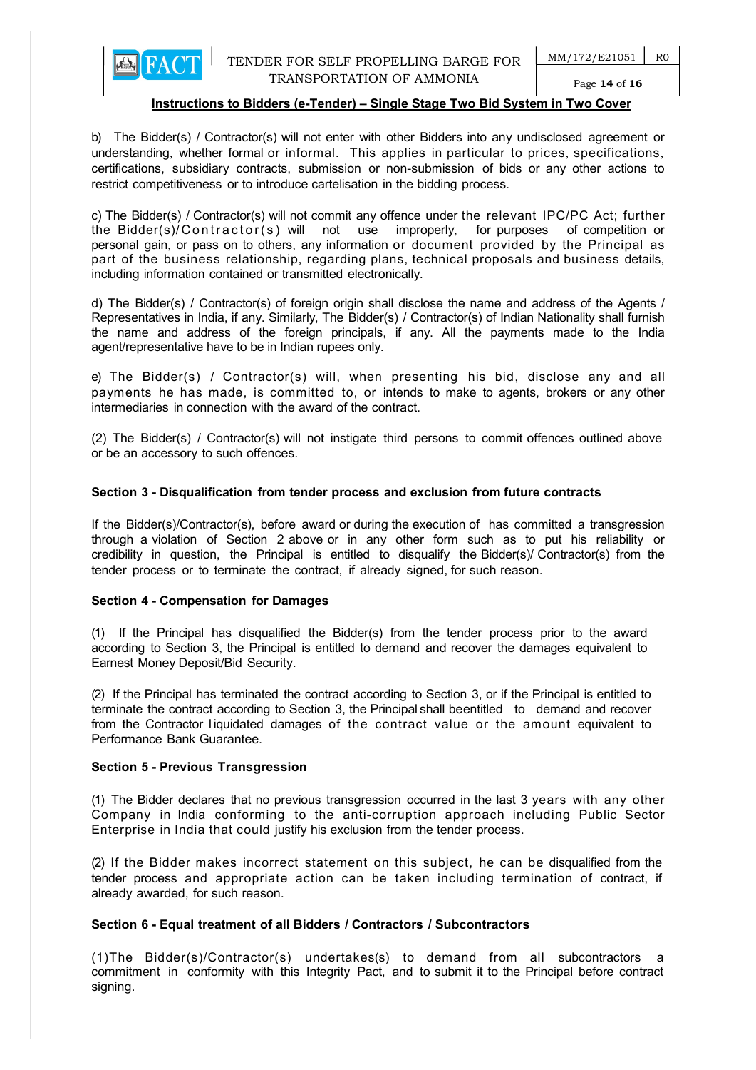b) The Bidder(s) / Contractor(s) will not enter with other Bidders into any undisclosed agreement or understanding, whether formal or informal. This applies in particular to prices, specifications, certifications, subsidiary contracts, submission or non-submission of bids or any other actions to restrict competitiveness or to introduce cartelisation in the bidding process.

c) The Bidder(s) / Contractor(s) will not commit any offence under the relevant IPC/PC Act; further the Bidder(s)/Contractor(s) will not use improperly, for purposes of competition or personal gain, or pass on to others, any information or document provided by the Principal as part of the business relationship, regarding plans, technical proposals and business details, including information contained or transmitted electronically.

d) The Bidder(s) / Contractor(s) of foreign origin shall disclose the name and address of the Agents / Representatives in India, if any. Similarly, The Bidder(s) / Contractor(s) of Indian Nationality shall furnish the name and address of the foreign principals, if any. All the payments made to the India agent/representative have to be in Indian rupees only.

e) The Bidder(s) / Contractor(s) will, when presenting his bid, disclose any and all payments he has made, is committed to, or intends to make to agents, brokers or any other intermediaries in connection with the award of the contract.

(2) The Bidder(s) / Contractor(s) will not instigate third persons to commit offences outlined above or be an accessory to such offences.

**Section 3 - Disqualification from tender process and exclusion from future contracts**

If the Bidder(s)/Contractor(s), before award or during the execution of has committed a transgression through a violation of Section 2 above or in any other form such as to put his reliability or credibility in question, the Principal is entitled to disqualify the Bidder(s)/ Contractor(s) from the tender process or to terminate the contract, if already signed, for such reason.

**Section 4 - Compensation for Damages**

(1) If the Principal has disqualified the Bidder(s) from the tender process prior to the award according to Section 3, the Principal is entitled to demand and recover the damages equivalent to Earnest Money Deposit/Bid Security.

(2) If the Principal has terminated the contract according to Section 3, or if the Principal is entitled to terminate the contract according to Section 3, the Principal shall beentitled to demand and recover from the Contractor liquidated damages of the contract value or the amount equivalent to Performance Bank Guarantee.

**Section 5 - Previous Transgression**

(1) The Bidder declares that no previous transgression occurred in the last 3 years with any other Company in India conforming to the anti-corruption approach including Public Sector Enterprise in India that could justify his exclusion from the tender process.

(2) If the Bidder makes incorrect statement on this subject, he can be disqualified from the tender process and appropriate action can be taken including termination of contract, if already awarded, for such reason.

**Section 6 - Equal treatment of all Bidders / Contractors / Subcontractors**

(1)The Bidder(s)/Contractor(s) undertakes(s) to demand from all subcontractors a commitment in conformity with this Integrity Pact, and to submit it to the Principal before contract signing.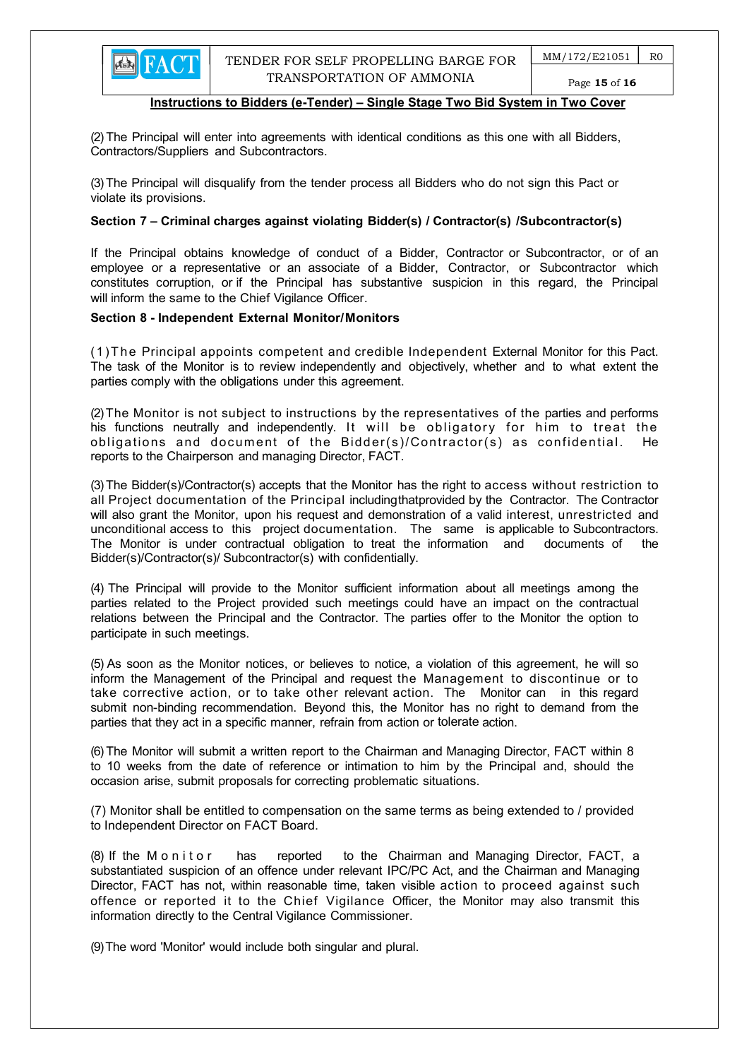**Instructions to Bidders (e-Tender) – Single Stage Two Bid System in Two Cover**

(2) The Principal will enter into agreements with identical conditions as this one with all Bidders, Contractors/Suppliers and Subcontractors.

(3) The Principal will disqualify from the tender process all Bidders who do not sign this Pact or violate its provisions.

**Section 7 – Criminal charges against violating Bidder(s) / Contractor(s) /Subcontractor(s)**

If the Principal obtains knowledge of conduct of a Bidder, Contractor or Subcontractor, or of an employee or a representative or an associate of a Bidder, Contractor, or Subcontractor which constitutes corruption, or if the Principal has substantive suspicion in this regard, the Principal will inform the same to the Chief Vigilance Officer.

**Section 8 - Independent External Monitor/Monitors**

(1) The Principal appoints competent and credible Independent External Monitor for this Pact. The task of the Monitor is to review independently and objectively, whether and to what extent the parties comply with the obligations under this agreement.

(2) The Monitor is not subject to instructions by the representatives of the parties and performs his functions neutrally and independently. It will be obligatory for him to treat the obligations and document of the Bidder(s)/Contractor(s) as confidential. He reports to the Chairperson and managing Director, FACT.

(3) The Bidder(s)/Contractor(s) accepts that the Monitor has the right to access without restriction to all Project documentation of the Principal includingthatprovided by the Contractor. The Contractor will also grant the Monitor, upon his request and demonstration of a valid interest, unrestricted and unconditional access to this project documentation. The same is applicable to Subcontractors. The Monitor is under contractual obligation to treat the information and documents of the Bidder(s)/Contractor(s)/ Subcontractor(s) with confidentially.

(4) The Principal will provide to the Monitor sufficient information about all meetings among the parties related to the Project provided such meetings could have an impact on the contractual relations between the Principal and the Contractor. The parties offer to the Monitor the option to participate in such meetings.

(5) As soon as the Monitor notices, or believes to notice, a violation of this agreement, he will so inform the Management of the Principal and request the Management to discontinue or to take corrective action, or to take other relevant action. The Monitor can in this regard submit non-binding recommendation. Beyond this, the Monitor has no right to demand from the parties that they act in a specific manner, refrain from action or tolerate action.

(6) The Monitor will submit a written report to the Chairman and Managing Director, FACT within 8 to 10 weeks from the date of reference or intimation to him by the Principal and, should the occasion arise, submit proposals for correcting problematic situations.

(7) Monitor shall be entitled to compensation on the same terms as being extended to / provided to Independent Director on FACT Board.

(8) If the Monitor has reported to the Chairman and Managing Director, FACT, a substantiated suspicion of an offence under relevant IPC/PC Act, and the Chairman and Managing Director, FACT has not, within reasonable time, taken visible action to proceed against such offence or reported it to the Chief Vigilance Officer, the Monitor may also transmit this information directly to the Central Vigilance Commissioner.

(9) The word 'Monitor' would include both singular and plural.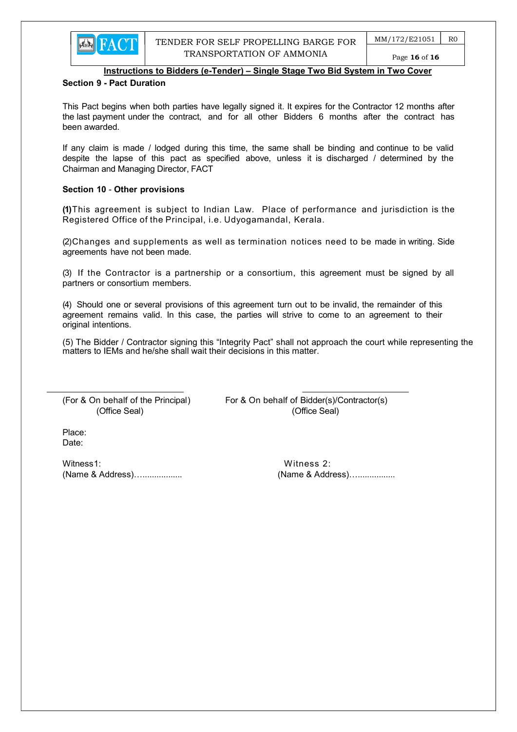**Instructions to Bidders (e-Tender) – Single Stage Two Bid System in Two Cover**

**Section 9 - Pact Duration**

This Pact begins when both parties have legally signed it. It expires for the Contractor 12 months after the last payment under the contract, and for all other Bidders 6 months after the contract has been awarded.

If any claim is made / lodged during this time, the same shall be binding and continue to be valid despite the lapse of this pact as specified above, unless it is discharged / determined by the Chairman and Managing Director, FACT

**Section 10 - Other provisions**

**(1)**This agreement is subject to Indian Law. Place of performance and jurisdiction is the Registered Office of the Principal, i.e. Udyogamandal, Kerala.

(2)Changes and supplements as well as termination notices need to be made in writing. Side agreements have not been made.

(3) If the Contractor is a partnership or a consortium, this agreement must be signed by all partners or consortium members.

(4) Should one or several provisions of this agreement turn out to be invalid, the remainder of this agreement remains valid. In this case, the parties will strive to come to an agreement to their original intentions.

(5) The Bidder / Contractor signing this "Integrity Pact" shall not approach the court while representing the matters to IEMs and he/she shall wait their decisions in this matter.

(For & On behalf of the Principal)
(Office Seal)

For & On behalf of Bidder(s)/Contractor(s)
(Office Seal)

Place:
Date:

Witness1:
(Name & Address)…................

Witness 2:
(Name & Address)…................